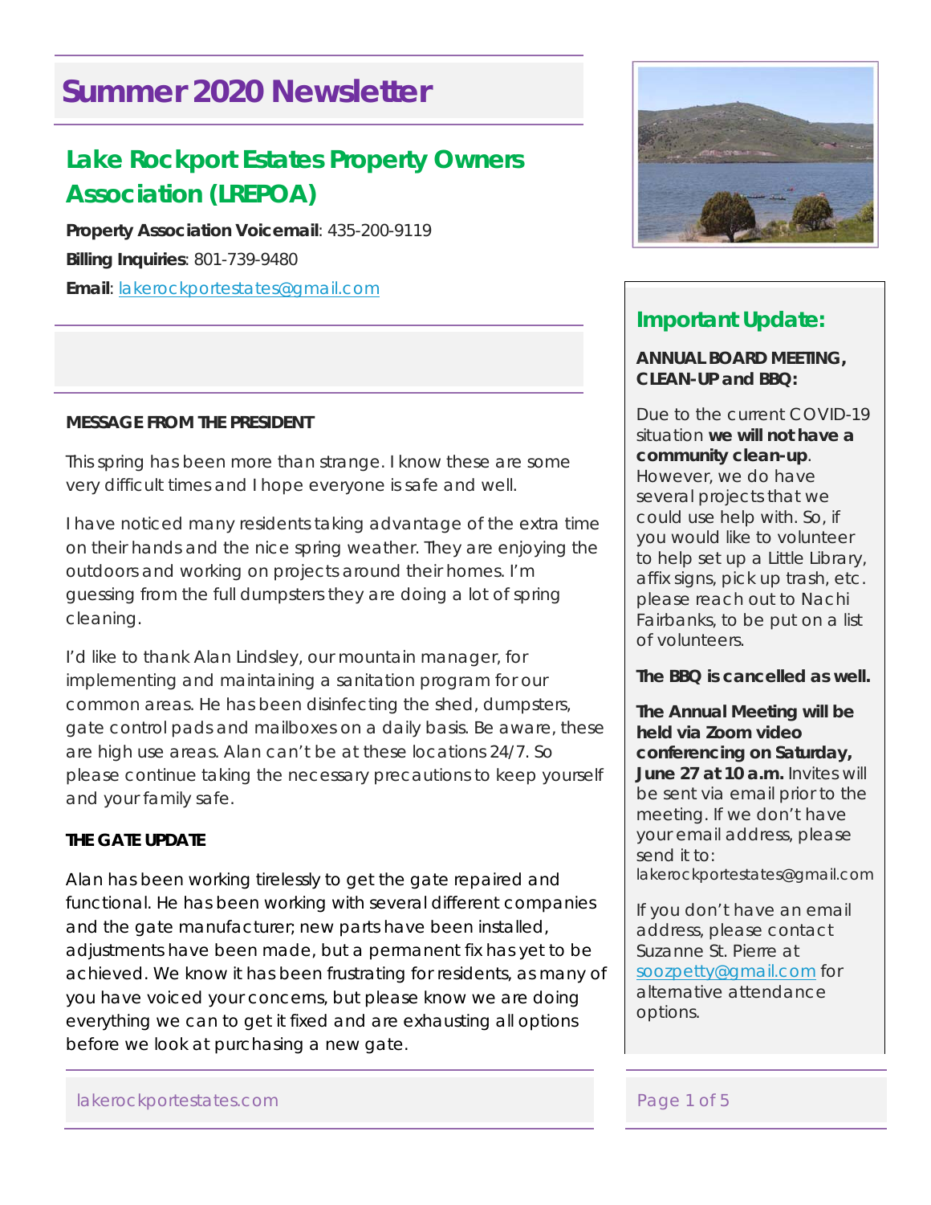# Summer 2020 Newsletter

## Lake Rockport Estates Property Owners Association (LREPOA)

**Property Association Voicemail**: 435-200-9119

**Billing Inquiries**: 801-739-9480

**Email**: lakerockportestates@gmail.com

**MESSAGE FROM THE PRESIDENT**

This spring has been more than strange. I know these are some very difficult times and I hope everyone is safe and well.

I have noticed many residents taking advantage of the extra time on their hands and the nice spring weather. They are enjoying the outdoors and working on projects around their homes. I'm guessing from the full dumpsters they are doing a lot of spring cleaning.

I'd like to thank Alan Lindsley, our mountain manager, for implementing and maintaining a sanitation program for our common areas. He has been disinfecting the shed, dumpsters, gate control pads and mailboxes on a daily basis. Be aware, these are high use areas. Alan can't be at these locations 24/7. So please continue taking the necessary precautions to keep yourself and your family safe.

**THE GATE UPDATE**

Alan has been working tirelessly to get the gate repaired and functional. He has been working with several different companies and the gate manufacturer; new parts have been installed, adjustments have been made, but a permanent fix has yet to be achieved. We know it has been frustrating for residents, as many of you have voiced your concerns, but please know we are doing everything we can to get it fixed and are exhausting all options before we look at purchasing a new gate.

## Important Update:

**ANNUAL BOARD MEETING, CLEAN-UP and BBQ:**

Due to the current COVID-19 situation **we will not have a community clean-up**. However, we do have several projects that we could use help with. So, if you would like to volunteer to help set up a Little Library, affix signs, pick up trash, etc. please reach out to Nachi Fairbanks, to be put on a list of volunteers.

**The BBQ is cancelled as well.**

**The Annual Meeting will be held via Zoom video conferencing on Saturday, June 27 at 10 a.m.** Invites will be sent via email prior to the meeting. If we don't have your email address, please send it to: lakerockportestates@gmail.com

If you don't have an email address, please contact Suzanne St. Pierre at soozpetty@gmail.com for alternative attendance options.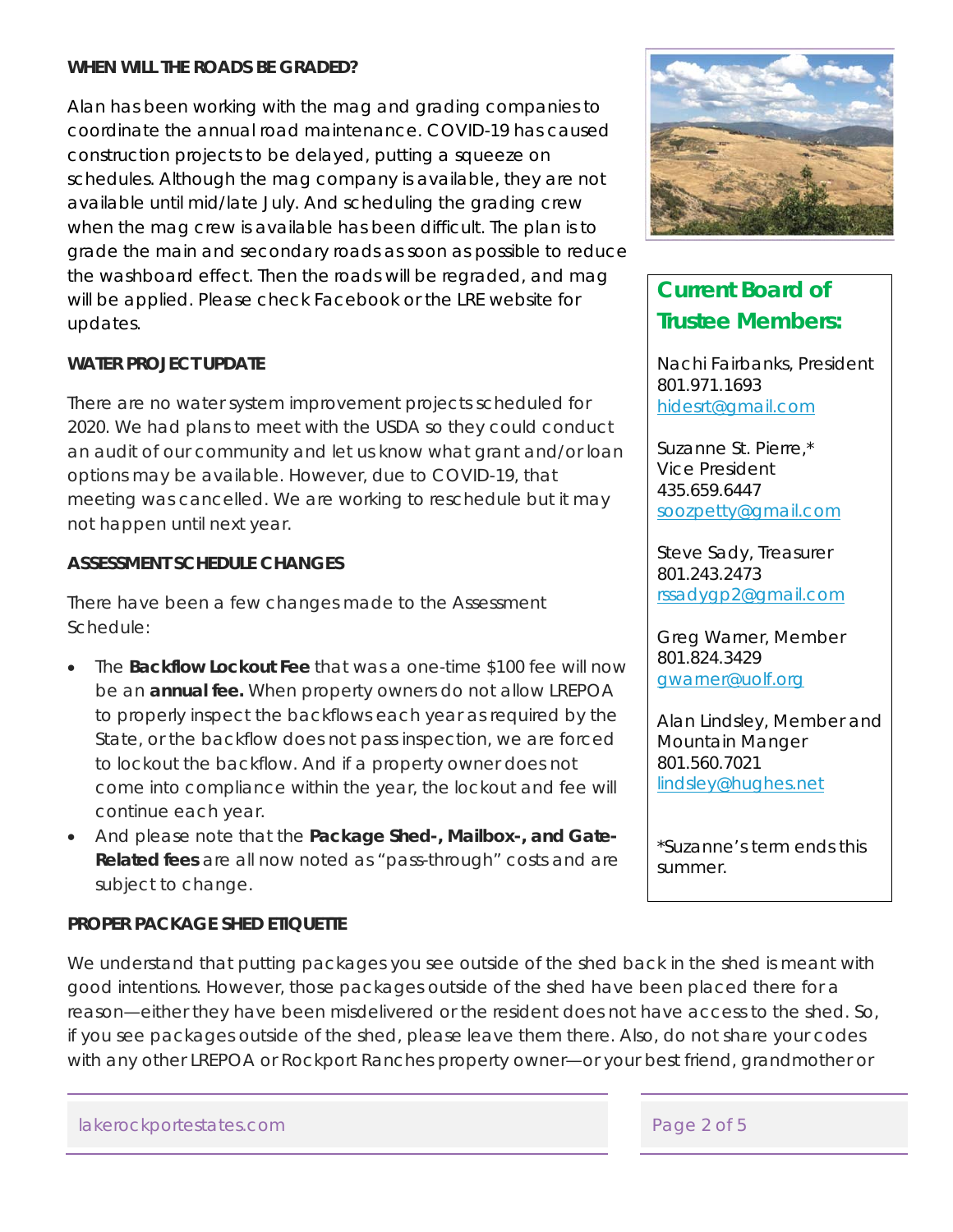**WHEN WILL THE ROADS BE GRADED?**

Alan has been working with the mag and grading companies to coordinate the annual road maintenance. COVID-19 has caused construction projects to be delayed, putting a squeeze on schedules. Although the mag company is available, they are not available until mid/late July. And scheduling the grading crew when the mag crew is available has been difficult. The plan is to grade the main and secondary roads as soon as possible to reduce the washboard effect. Then the roads will be regraded, and mag will be applied. Please check Facebook or the LRE website for updates.

**WATER PROJECT UPDATE**

There are no water system improvement projects scheduled for 2020. We had plans to meet with the USDA so they could conduct an audit of our community and let us know what grant and/or loan options may be available. However, due to COVID-19, that meeting was cancelled. We are working to reschedule but it may not happen until next year.

**ASSESSMENT SCHEDULE CHANGES**

There have been a few changes made to the Assessment Schedule:

- The **Backflow Lockout Fee** that was a one-time $100 fee will now be an **annual fee.** When property owners do not allow LREPOA to properly inspect the backflows each year as required by the State, or the backflow does not pass inspection, we are forced to lockout the backflow. And if a property owner does not come into compliance within the year, the lockout and fee will continue each year.
- And please note that the **Package Shed-, Mailbox-, and Gate-Related fees** are all now noted as "pass-through" costs and are subject to change.

**PROPER PACKAGE SHED ETIQUETTE**

We understand that putting packages you see outside of the shed back in the shed is meant with good intentions. However, those packages outside of the shed have been placed there for a reason—either they have been misdelivered or the resident does not have access to the shed. So, if you see packages outside of the shed, please leave them there. Also, do not share your codes with any other LREPOA or Rockport Ranches property owner—or your best friend, grandmother or

## Current Board of Trustee Members:

Nachi Fairbanks, President
801.971.1693
hidesrt@gmail.com

Suzanne St. Pierre,*
Vice President
435.659.6447
soozpetty@gmail.com

Steve Sady, Treasurer
801.243.2473
rssadygp2@gmail.com

Greg Warner, Member
801.824.3429
gwarner@uolf.org

Alan Lindsley, Member and Mountain Manger
801.560.7021
lindsley@hughes.net

*Suzanne's term ends this summer.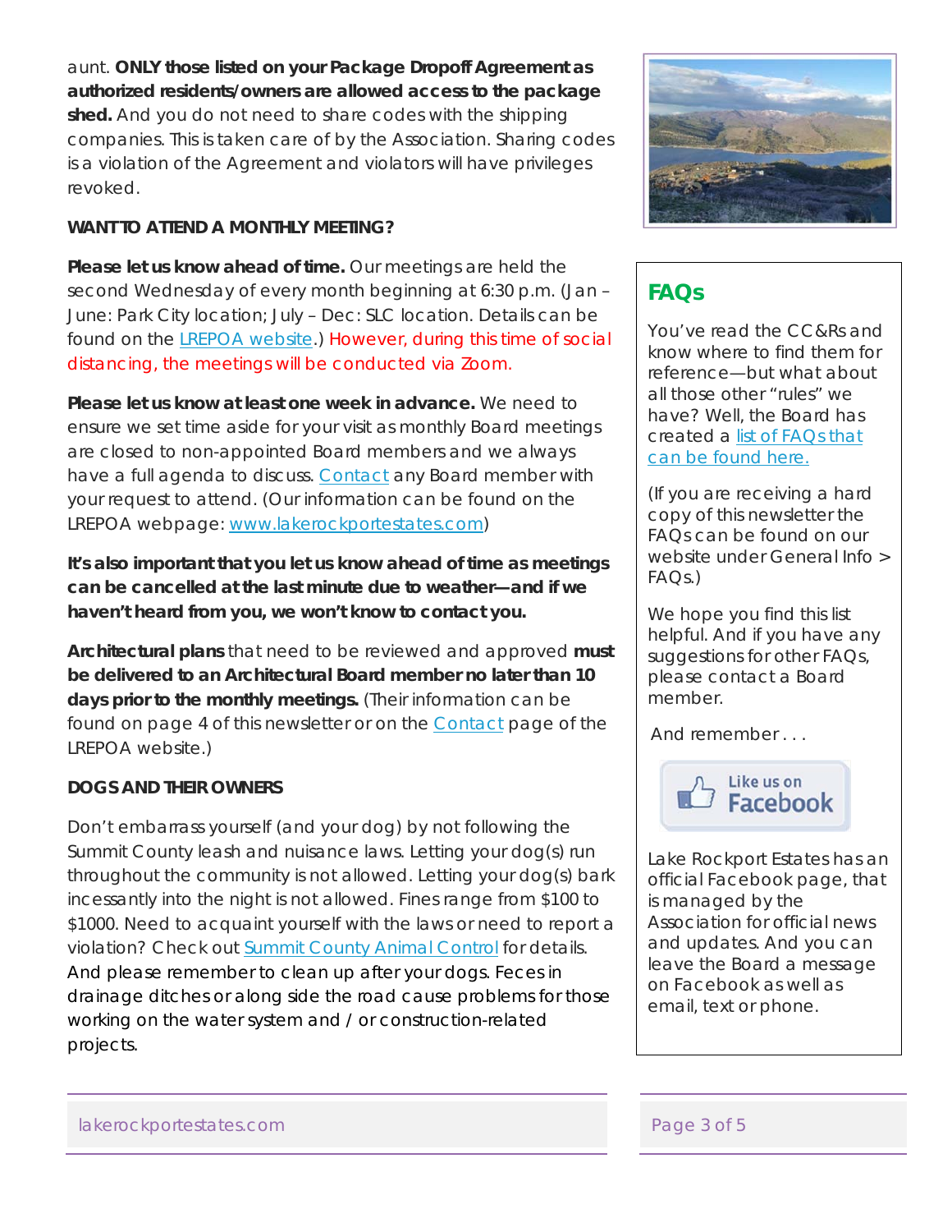aunt. **ONLY those listed on your Package Dropoff Agreement as authorized residents/owners are allowed access to the package shed.** And you do not need to share codes with the shipping companies. This is taken care of by the Association. Sharing codes is a violation of the Agreement and violators will have privileges revoked.

**WANT TO ATTEND A MONTHLY MEETING?**

**Please let us know ahead of time.** Our meetings are held the second Wednesday of every month beginning at 6:30 p.m. (Jan – June: Park City location; July – Dec: SLC location. Details can be found on the LREPOA website.) However, during this time of social distancing, the meetings will be conducted via Zoom.

**Please let us know at least one week in advance.** We need to ensure we set time aside for your visit as monthly Board meetings are closed to non-appointed Board members and we always have a full agenda to discuss. Contact any Board member with your request to attend. (Our information can be found on the LREPOA webpage: www.lakerockportestates.com)

**It's also important that you let us know ahead of time as meetings can be cancelled at the last minute due to weather—and if we haven't heard from you, we won't know to contact you.**

**Architectural plans** that need to be reviewed and approved **must be delivered to an Architectural Board member no later than 10 days prior to the monthly meetings.** (Their information can be found on page 4 of this newsletter or on the Contact page of the LREPOA website.)

**DOGS AND THEIR OWNERS**

Don't embarrass yourself (and your dog) by not following the Summit County leash and nuisance laws. Letting your dog(s) run throughout the community is not allowed. Letting your dog(s) bark incessantly into the night is not allowed. Fines range from $100 to $1000. Need to acquaint yourself with the laws or need to report a violation? Check out Summit County Animal Control for details. And please remember to clean up after your dogs. Feces in drainage ditches or along side the road cause problems for those working on the water system and / or construction-related projects.

## FAQs

You've read the CC&Rs and know where to find them for reference—but what about all those other "rules" we have? Well, the Board has created a list of FAQs that can be found here.

(If you are receiving a hard copy of this newsletter the FAQs can be found on our website under General Info > FAQs.)

We hope you find this list helpful. And if you have any suggestions for other FAQs, please contact a Board member.

And remember . . .

Like us on Facebook

Lake Rockport Estates has an official Facebook page, that is managed by the Association for official news and updates. And you can leave the Board a message on Facebook as well as email, text or phone.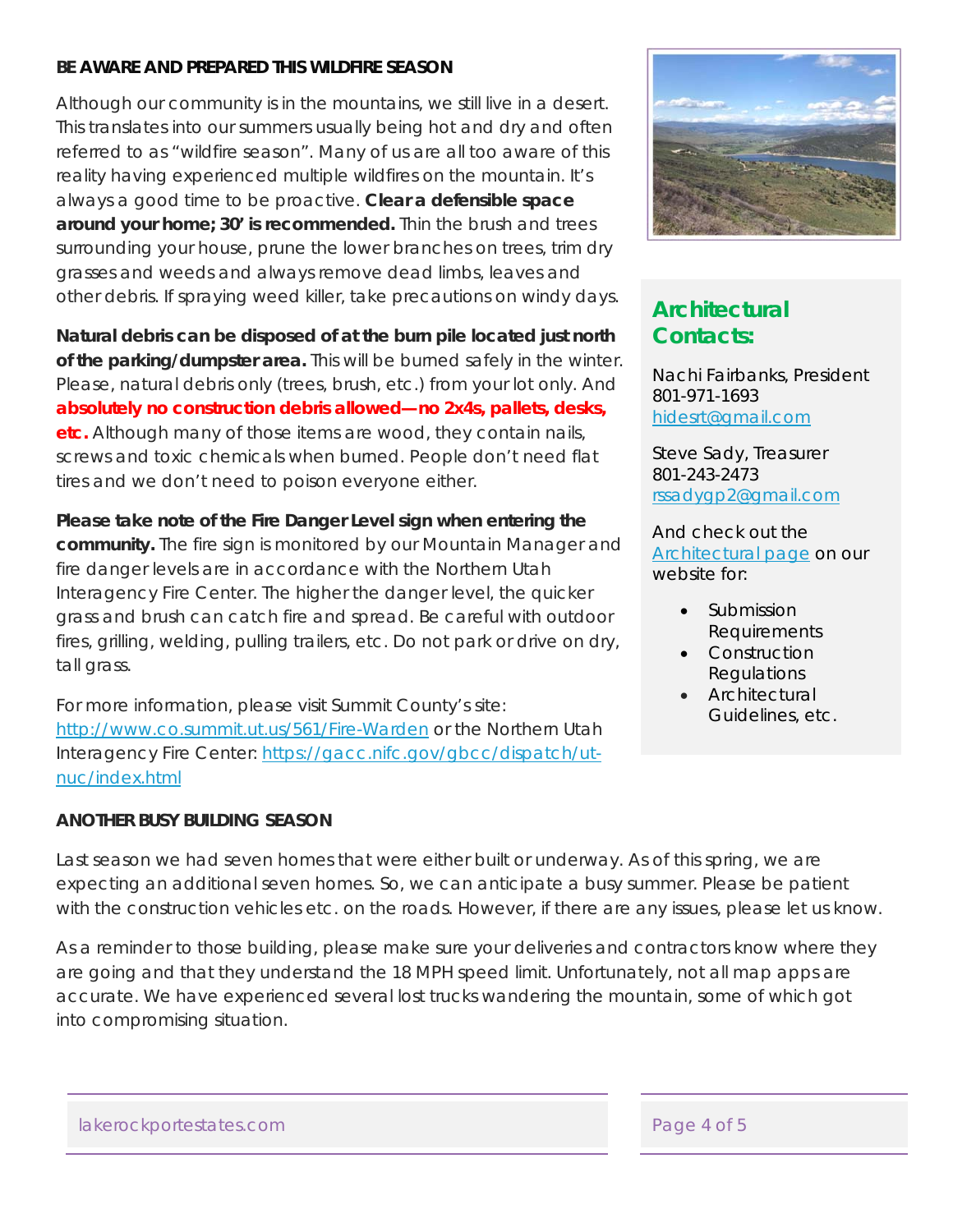## BE AWARE AND PREPARED THIS WILDFIRE SEASON

Although our community is in the mountains, we still live in a desert. This translates into our summers usually being hot and dry and often referred to as "wildfire season". Many of us are all too aware of this reality having experienced multiple wildfires on the mountain. It's always a good time to be proactive. **Clear a defensible space around your home; 30' is recommended.** Thin the brush and trees surrounding your house, prune the lower branches on trees, trim dry grasses and weeds and always remove dead limbs, leaves and other debris. If spraying weed killer, take precautions on windy days.

**Natural debris can be disposed of at the burn pile located just north of the parking/dumpster area.** This will be burned safely in the winter. Please, natural debris only (trees, brush, etc.) from your lot only. And **absolutely no construction debris allowed—no 2x4s, pallets, desks, etc.** Although many of those items are wood, they contain nails, screws and toxic chemicals when burned. People don't need flat tires and we don't need to poison everyone either.

**Please take note of the Fire Danger Level sign when entering the community.** The fire sign is monitored by our Mountain Manager and fire danger levels are in accordance with the Northern Utah Interagency Fire Center. The higher the danger level, the quicker grass and brush can catch fire and spread. Be careful with outdoor fires, grilling, welding, pulling trailers, etc. Do not park or drive on dry, tall grass.

For more information, please visit Summit County's site: http://www.co.summit.ut.us/561/Fire-Warden or the Northern Utah Interagency Fire Center: https://gacc.nifc.gov/gbcc/dispatch/ut-nuc/index.html

## Architectural Contacts:

Nachi Fairbanks, President
801-971-1693
hidesrt@gmail.com

Steve Sady, Treasurer
801-243-2473
rssadygp2@gmail.com

And check out the Architectural page on our website for:

- Submission Requirements
- Construction Regulations
- Architectural Guidelines, etc.

## ANOTHER BUSY BUILDING SEASON

Last season we had seven homes that were either built or underway. As of this spring, we are expecting an additional seven homes. So, we can anticipate a busy summer. Please be patient with the construction vehicles etc. on the roads. However, if there are any issues, please let us know.

As a reminder to those building, please make sure your deliveries and contractors know where they are going and that they understand the 18 MPH speed limit. Unfortunately, not all map apps are accurate. We have experienced several lost trucks wandering the mountain, some of which got into compromising situation.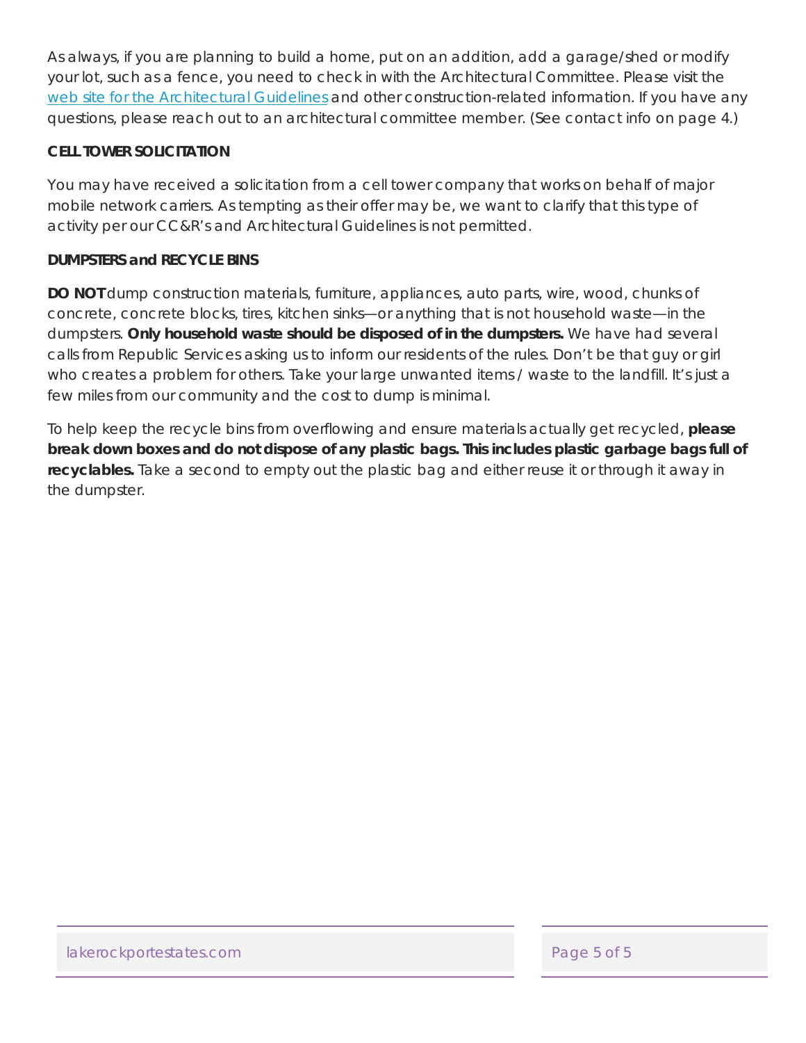As always, if you are planning to build a home, put on an addition, add a garage/shed or modify your lot, such as a fence, you need to check in with the Architectural Committee. Please visit the [web site for the Architectural Guidelines] and other construction-related information. If you have any questions, please reach out to an architectural committee member. (See contact info on page 4.)

**CELL TOWER SOLICITATION**

You may have received a solicitation from a cell tower company that works on behalf of major mobile network carriers. As tempting as their offer may be, we want to clarify that this type of activity per our CC&R's and Architectural Guidelines is not permitted.

**DUMPSTERS and RECYCLE BINS**

**DO NOT** dump construction materials, furniture, appliances, auto parts, wire, wood, chunks of concrete, concrete blocks, tires, kitchen sinks—or anything that is not household waste—in the dumpsters. **Only household waste should be disposed of in the dumpsters.** We have had several calls from Republic Services asking us to inform our residents of the rules. Don't be that guy or girl who creates a problem for others. Take your large unwanted items / waste to the landfill. It's just a few miles from our community and the cost to dump is minimal.

To help keep the recycle bins from overflowing and ensure materials actually get recycled, **please break down boxes and do not dispose of any plastic bags. This includes plastic garbage bags full of recyclables.** Take a second to empty out the plastic bag and either reuse it or through it away in the dumpster.